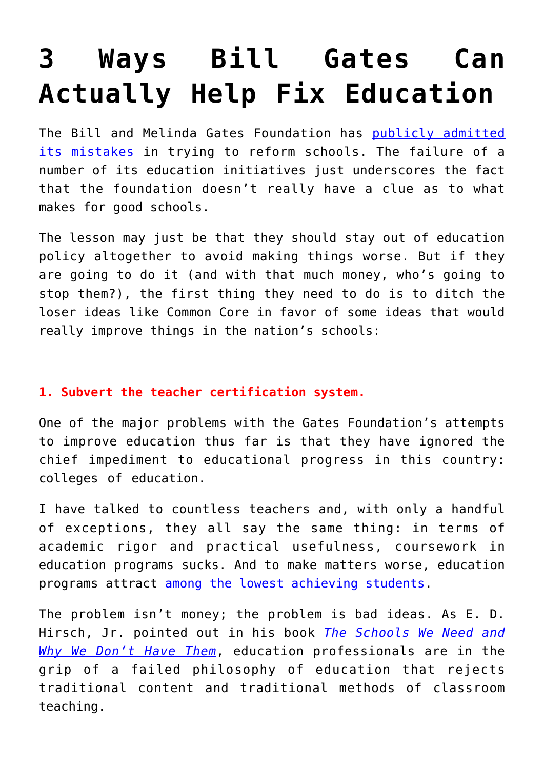# 3 Ways Bill Gates Can Actually Help Fix Education

The Bill and Melinda Gates Foundation has publicly admitted its mistakes in trying to reform schools. The failure of a number of its education initiatives just underscores the fact that the foundation doesn't really have a clue as to what makes for good schools.

The lesson may just be that they should stay out of education policy altogether to avoid making things worse. But if they are going to do it (and with that much money, who's going to stop them?), the first thing they need to do is to ditch the loser ideas like Common Core in favor of some ideas that would really improve things in the nation's schools:

**1. Subvert the teacher certification system.**

One of the major problems with the Gates Foundation's attempts to improve education thus far is that they have ignored the chief impediment to educational progress in this country: colleges of education.

I have talked to countless teachers and, with only a handful of exceptions, they all say the same thing: in terms of academic rigor and practical usefulness, coursework in education programs sucks. And to make matters worse, education programs attract among the lowest achieving students.

The problem isn't money; the problem is bad ideas. As E. D. Hirsch, Jr. pointed out in his book *The Schools We Need and Why We Don't Have Them*, education professionals are in the grip of a failed philosophy of education that rejects traditional content and traditional methods of classroom teaching.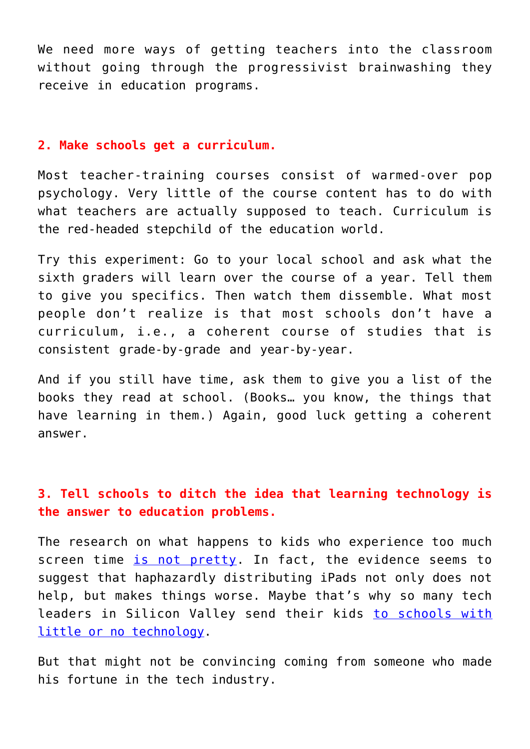We need more ways of getting teachers into the classroom without going through the progressivist brainwashing they receive in education programs.

### 2. Make schools get a curriculum.

Most teacher-training courses consist of warmed-over pop psychology. Very little of the course content has to do with what teachers are actually supposed to teach. Curriculum is the red-headed stepchild of the education world.

Try this experiment: Go to your local school and ask what the sixth graders will learn over the course of a year. Tell them to give you specifics. Then watch them dissemble. What most people don't realize is that most schools don't have a curriculum, i.e., a coherent course of studies that is consistent grade-by-grade and year-by-year.

And if you still have time, ask them to give you a list of the books they read at school. (Books… you know, the things that have learning in them.) Again, good luck getting a coherent answer.

### 3. Tell schools to ditch the idea that learning technology is the answer to education problems.

The research on what happens to kids who experience too much screen time is not pretty. In fact, the evidence seems to suggest that haphazardly distributing iPads not only does not help, but makes things worse. Maybe that's why so many tech leaders in Silicon Valley send their kids to schools with little or no technology.

But that might not be convincing coming from someone who made his fortune in the tech industry.